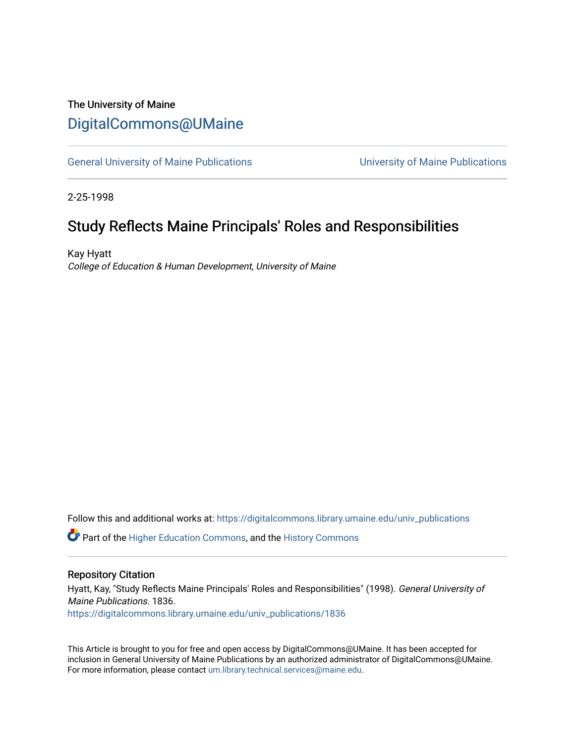The University of Maine

# DigitalCommons@UMaine

General University of Maine Publications | University of Maine Publications

2-25-1998

## Study Reflects Maine Principals' Roles and Responsibilities

Kay Hyatt

*College of Education & Human Development, University of Maine*

Follow this and additional works at: https://digitalcommons.library.umaine.edu/univ_publications

Part of the Higher Education Commons, and the History Commons

### Repository Citation

Hyatt, Kay, "Study Reflects Maine Principals' Roles and Responsibilities" (1998). *General University of Maine Publications*. 1836.
https://digitalcommons.library.umaine.edu/univ_publications/1836

This Article is brought to you for free and open access by DigitalCommons@UMaine. It has been accepted for inclusion in General University of Maine Publications by an authorized administrator of DigitalCommons@UMaine. For more information, please contact um.library.technical.services@maine.edu.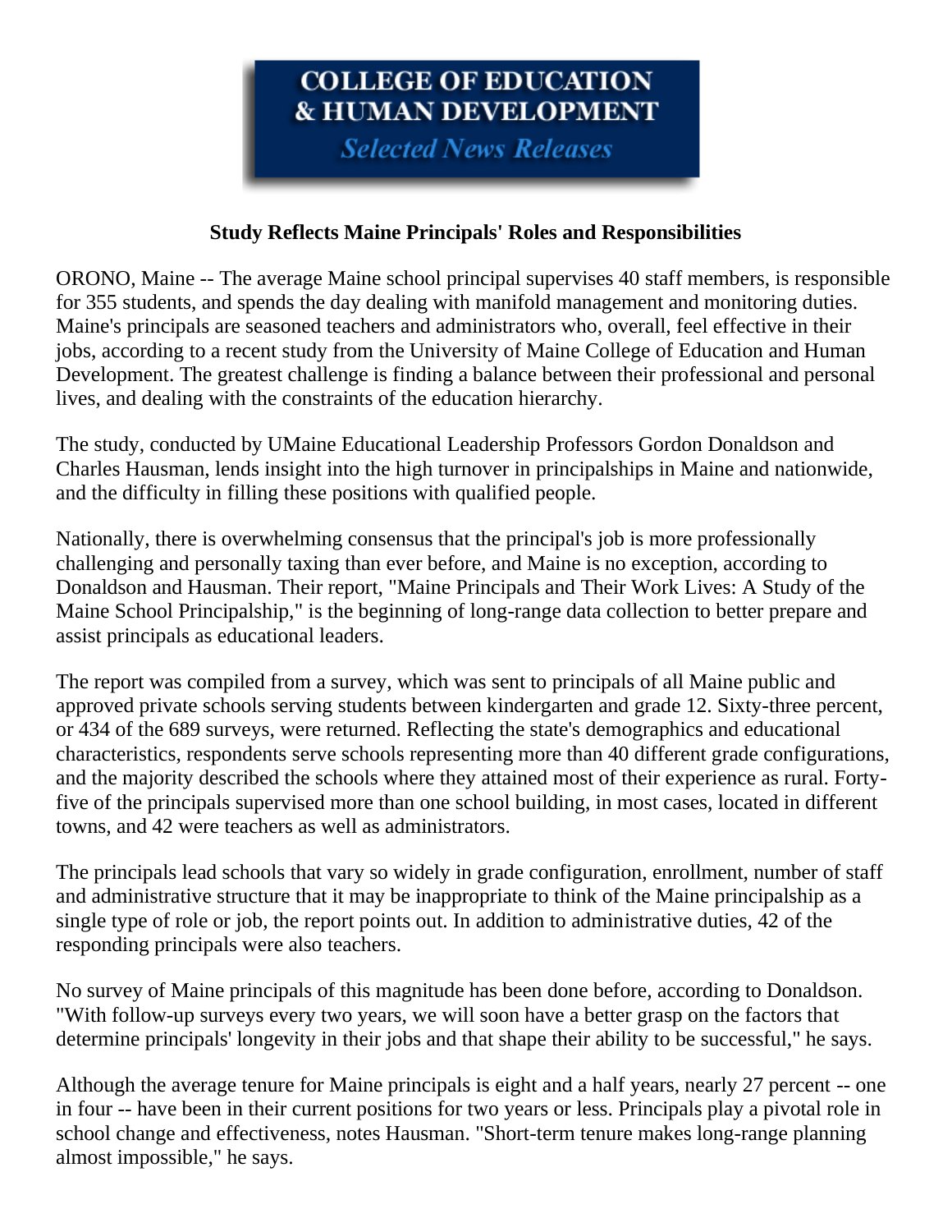**COLLEGE OF EDUCATION & HUMAN DEVELOPMENT**

***Selected News Releases***

## Study Reflects Maine Principals' Roles and Responsibilities

ORONO, Maine -- The average Maine school principal supervises 40 staff members, is responsible for 355 students, and spends the day dealing with manifold management and monitoring duties. Maine's principals are seasoned teachers and administrators who, overall, feel effective in their jobs, according to a recent study from the University of Maine College of Education and Human Development. The greatest challenge is finding a balance between their professional and personal lives, and dealing with the constraints of the education hierarchy.

The study, conducted by UMaine Educational Leadership Professors Gordon Donaldson and Charles Hausman, lends insight into the high turnover in principalships in Maine and nationwide, and the difficulty in filling these positions with qualified people.

Nationally, there is overwhelming consensus that the principal's job is more professionally challenging and personally taxing than ever before, and Maine is no exception, according to Donaldson and Hausman. Their report, "Maine Principals and Their Work Lives: A Study of the Maine School Principalship," is the beginning of long-range data collection to better prepare and assist principals as educational leaders.

The report was compiled from a survey, which was sent to principals of all Maine public and approved private schools serving students between kindergarten and grade 12. Sixty-three percent, or 434 of the 689 surveys, were returned. Reflecting the state's demographics and educational characteristics, respondents serve schools representing more than 40 different grade configurations, and the majority described the schools where they attained most of their experience as rural. Forty-five of the principals supervised more than one school building, in most cases, located in different towns, and 42 were teachers as well as administrators.

The principals lead schools that vary so widely in grade configuration, enrollment, number of staff and administrative structure that it may be inappropriate to think of the Maine principalship as a single type of role or job, the report points out. In addition to administrative duties, 42 of the responding principals were also teachers.

No survey of Maine principals of this magnitude has been done before, according to Donaldson. "With follow-up surveys every two years, we will soon have a better grasp on the factors that determine principals' longevity in their jobs and that shape their ability to be successful," he says.

Although the average tenure for Maine principals is eight and a half years, nearly 27 percent -- one in four -- have been in their current positions for two years or less. Principals play a pivotal role in school change and effectiveness, notes Hausman. "Short-term tenure makes long-range planning almost impossible," he says.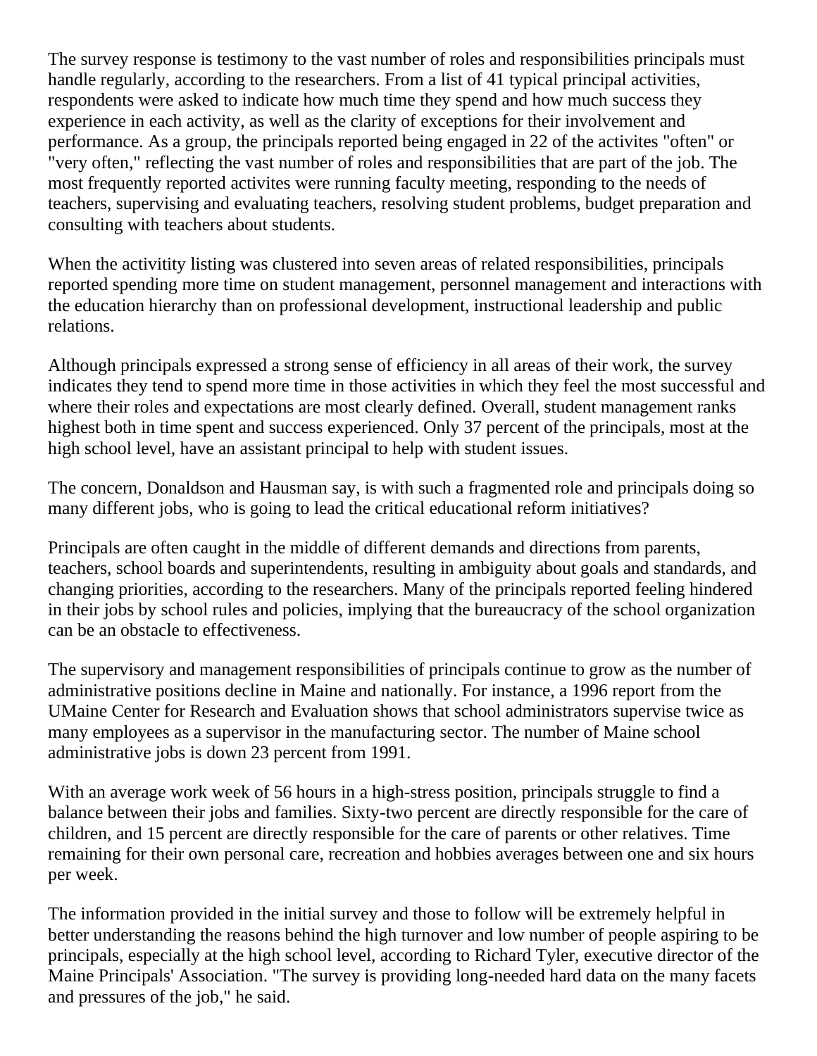The survey response is testimony to the vast number of roles and responsibilities principals must handle regularly, according to the researchers. From a list of 41 typical principal activities, respondents were asked to indicate how much time they spend and how much success they experience in each activity, as well as the clarity of exceptions for their involvement and performance. As a group, the principals reported being engaged in 22 of the activites "often" or "very often," reflecting the vast number of roles and responsibilities that are part of the job. The most frequently reported activites were running faculty meeting, responding to the needs of teachers, supervising and evaluating teachers, resolving student problems, budget preparation and consulting with teachers about students.

When the activitity listing was clustered into seven areas of related responsibilities, principals reported spending more time on student management, personnel management and interactions with the education hierarchy than on professional development, instructional leadership and public relations.

Although principals expressed a strong sense of efficiency in all areas of their work, the survey indicates they tend to spend more time in those activities in which they feel the most successful and where their roles and expectations are most clearly defined. Overall, student management ranks highest both in time spent and success experienced. Only 37 percent of the principals, most at the high school level, have an assistant principal to help with student issues.

The concern, Donaldson and Hausman say, is with such a fragmented role and principals doing so many different jobs, who is going to lead the critical educational reform initiatives?

Principals are often caught in the middle of different demands and directions from parents, teachers, school boards and superintendents, resulting in ambiguity about goals and standards, and changing priorities, according to the researchers. Many of the principals reported feeling hindered in their jobs by school rules and policies, implying that the bureaucracy of the school organization can be an obstacle to effectiveness.

The supervisory and management responsibilities of principals continue to grow as the number of administrative positions decline in Maine and nationally. For instance, a 1996 report from the UMaine Center for Research and Evaluation shows that school administrators supervise twice as many employees as a supervisor in the manufacturing sector. The number of Maine school administrative jobs is down 23 percent from 1991.

With an average work week of 56 hours in a high-stress position, principals struggle to find a balance between their jobs and families. Sixty-two percent are directly responsible for the care of children, and 15 percent are directly responsible for the care of parents or other relatives. Time remaining for their own personal care, recreation and hobbies averages between one and six hours per week.

The information provided in the initial survey and those to follow will be extremely helpful in better understanding the reasons behind the high turnover and low number of people aspiring to be principals, especially at the high school level, according to Richard Tyler, executive director of the Maine Principals' Association. "The survey is providing long-needed hard data on the many facets and pressures of the job," he said.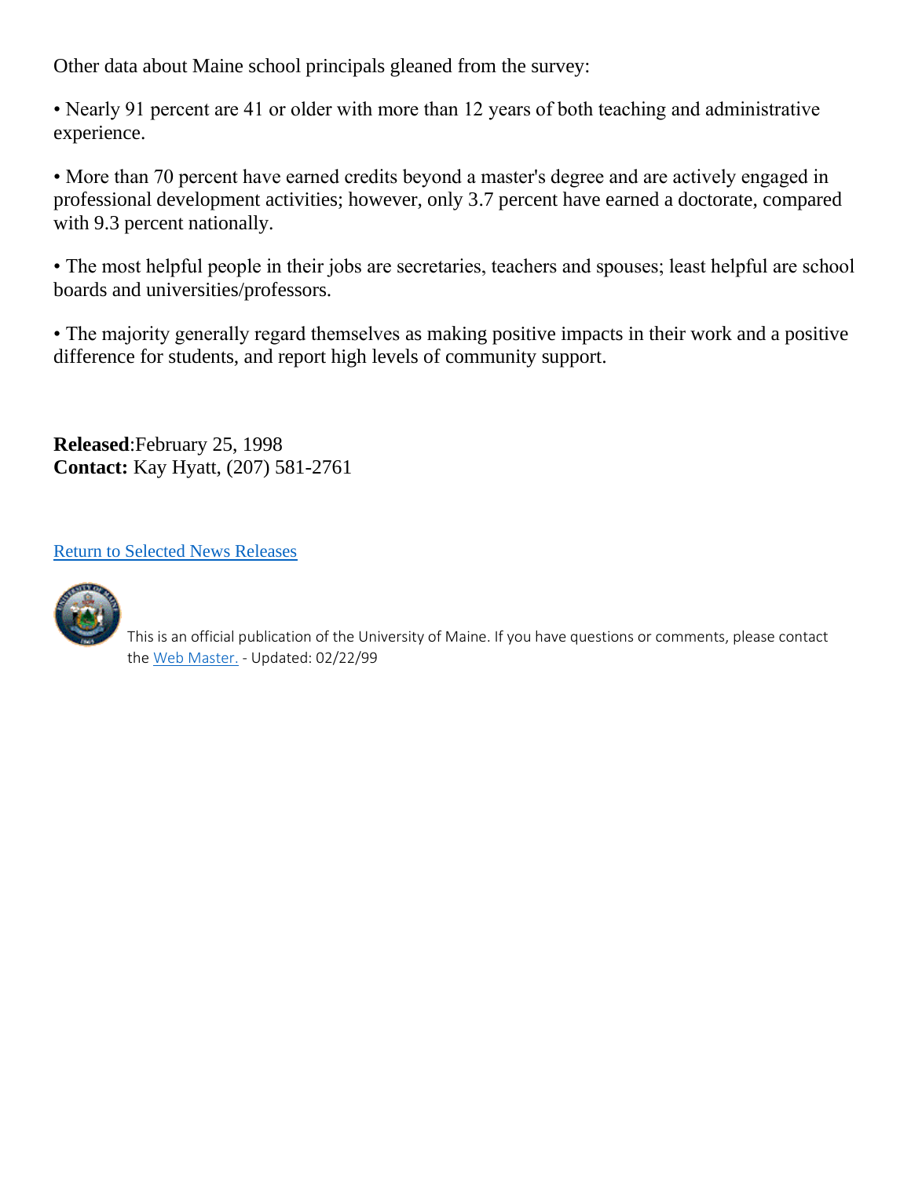Other data about Maine school principals gleaned from the survey:

• Nearly 91 percent are 41 or older with more than 12 years of both teaching and administrative experience.

• More than 70 percent have earned credits beyond a master's degree and are actively engaged in professional development activities; however, only 3.7 percent have earned a doctorate, compared with 9.3 percent nationally.

• The most helpful people in their jobs are secretaries, teachers and spouses; least helpful are school boards and universities/professors.

• The majority generally regard themselves as making positive impacts in their work and a positive difference for students, and report high levels of community support.

**Released**:February 25, 1998
**Contact:** Kay Hyatt, (207) 581-2761

Return to Selected News Releases

This is an official publication of the University of Maine. If you have questions or comments, please contact the Web Master. - Updated: 02/22/99